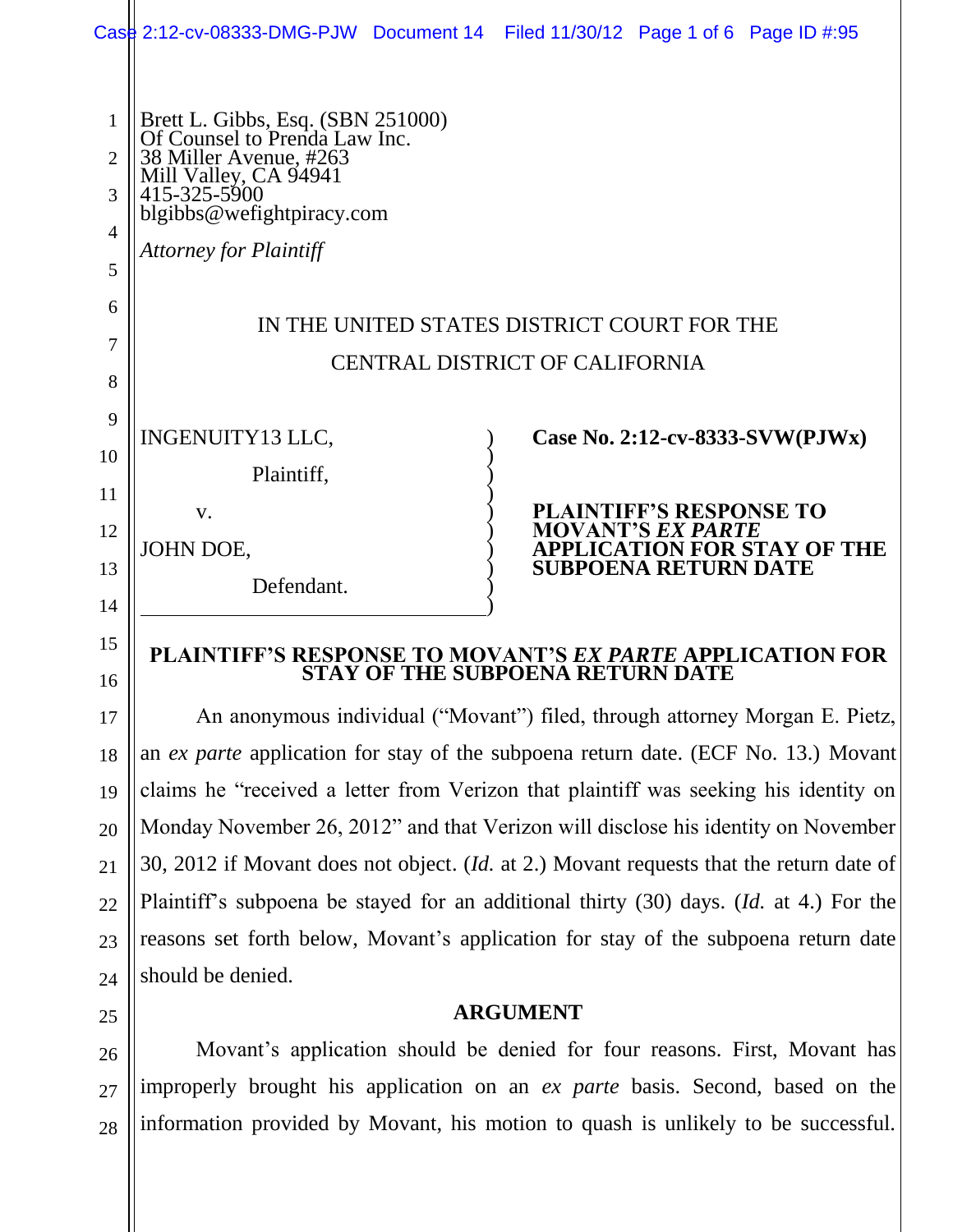Brett L. Gibbs, Esq. (SBN 251000)
Of Counsel to Prenda Law Inc.
38 Miller Avenue, #263
Mill Valley, CA 94941
415-325-5900
blgibbs@wefightpiracy.com

*Attorney for Plaintiff*

IN THE UNITED STATES DISTRICT COURT FOR THE
CENTRAL DISTRICT OF CALIFORNIA

| | |
|---|---|
| INGENUITY13 LLC,<br>Plaintiff,<br>v.<br>JOHN DOE,<br>Defendant. | **Case No. 2:12-cv-8333-SVW(PJWx)**<br><br>**PLAINTIFF'S RESPONSE TO MOVANT'S *EX PARTE* APPLICATION FOR STAY OF THE SUBPOENA RETURN DATE** |

## PLAINTIFF'S RESPONSE TO MOVANT'S *EX PARTE* APPLICATION FOR STAY OF THE SUBPOENA RETURN DATE

An anonymous individual ("Movant") filed, through attorney Morgan E. Pietz, an *ex parte* application for stay of the subpoena return date. (ECF No. 13.) Movant claims he "received a letter from Verizon that plaintiff was seeking his identity on Monday November 26, 2012" and that Verizon will disclose his identity on November 30, 2012 if Movant does not object. (*Id.* at 2.) Movant requests that the return date of Plaintiff's subpoena be stayed for an additional thirty (30) days. (*Id.* at 4.) For the reasons set forth below, Movant's application for stay of the subpoena return date should be denied.

## ARGUMENT

Movant's application should be denied for four reasons. First, Movant has improperly brought his application on an *ex parte* basis. Second, based on the information provided by Movant, his motion to quash is unlikely to be successful.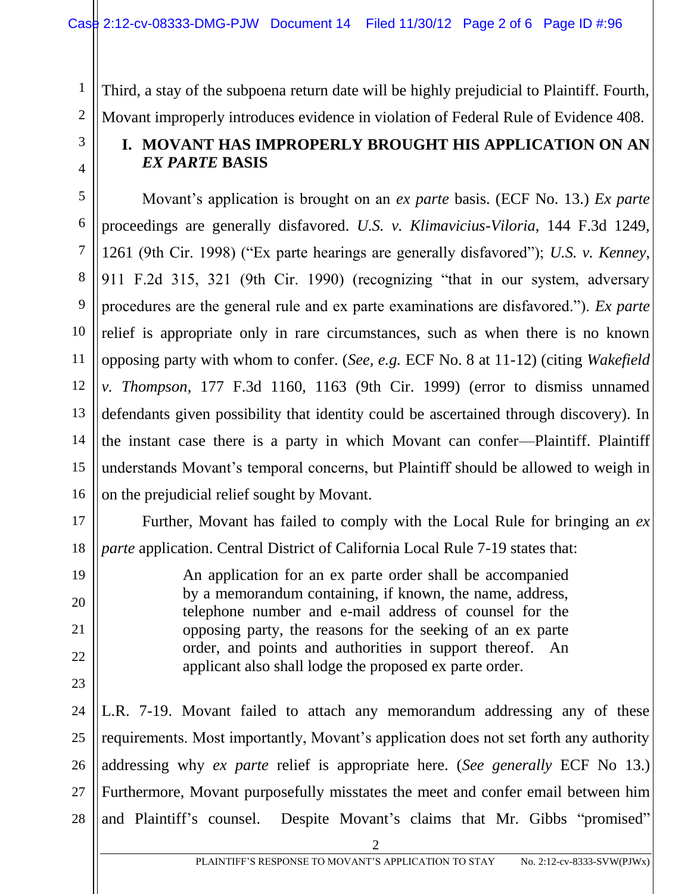Third, a stay of the subpoena return date will be highly prejudicial to Plaintiff. Fourth, Movant improperly introduces evidence in violation of Federal Rule of Evidence 408.

## I. MOVANT HAS IMPROPERLY BROUGHT HIS APPLICATION ON AN *EX PARTE* BASIS

Movant's application is brought on an *ex parte* basis. (ECF No. 13.) *Ex parte* proceedings are generally disfavored. *U.S. v. Klimavicius-Viloria*, 144 F.3d 1249, 1261 (9th Cir. 1998) ("Ex parte hearings are generally disfavored"); *U.S. v. Kenney*, 911 F.2d 315, 321 (9th Cir. 1990) (recognizing "that in our system, adversary procedures are the general rule and ex parte examinations are disfavored."). *Ex parte* relief is appropriate only in rare circumstances, such as when there is no known opposing party with whom to confer. (*See, e.g.* ECF No. 8 at 11-12) (citing *Wakefield v. Thompson*, 177 F.3d 1160, 1163 (9th Cir. 1999) (error to dismiss unnamed defendants given possibility that identity could be ascertained through discovery). In the instant case there is a party in which Movant can confer—Plaintiff. Plaintiff understands Movant's temporal concerns, but Plaintiff should be allowed to weigh in on the prejudicial relief sought by Movant.

Further, Movant has failed to comply with the Local Rule for bringing an *ex parte* application. Central District of California Local Rule 7-19 states that:

> An application for an ex parte order shall be accompanied by a memorandum containing, if known, the name, address, telephone number and e-mail address of counsel for the opposing party, the reasons for the seeking of an ex parte order, and points and authorities in support thereof. An applicant also shall lodge the proposed ex parte order.

L.R. 7-19. Movant failed to attach any memorandum addressing any of these requirements. Most importantly, Movant's application does not set forth any authority addressing why *ex parte* relief is appropriate here. (*See generally* ECF No 13.) Furthermore, Movant purposefully misstates the meet and confer email between him and Plaintiff's counsel. Despite Movant's claims that Mr. Gibbs "promised"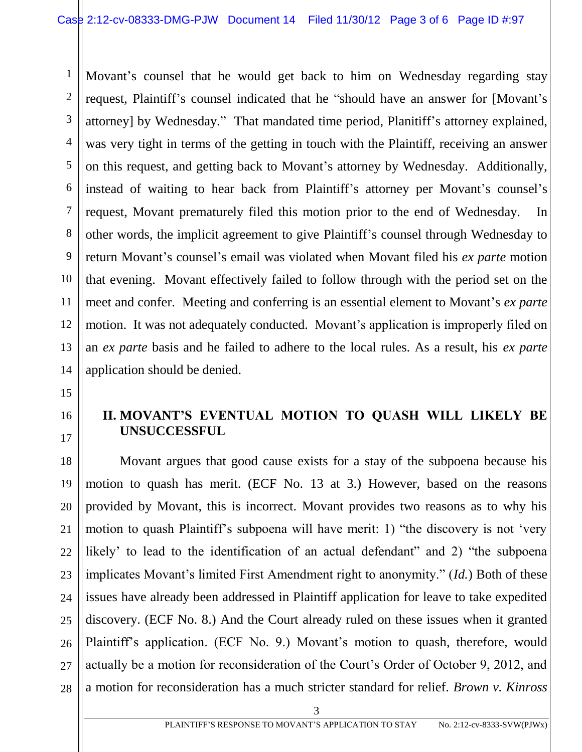Movant's counsel that he would get back to him on Wednesday regarding stay request, Plaintiff's counsel indicated that he "should have an answer for [Movant's attorney] by Wednesday." That mandated time period, Planitiff's attorney explained, was very tight in terms of the getting in touch with the Plaintiff, receiving an answer on this request, and getting back to Movant's attorney by Wednesday. Additionally, instead of waiting to hear back from Plaintiff's attorney per Movant's counsel's request, Movant prematurely filed this motion prior to the end of Wednesday. In other words, the implicit agreement to give Plaintiff's counsel through Wednesday to return Movant's counsel's email was violated when Movant filed his *ex parte* motion that evening. Movant effectively failed to follow through with the period set on the meet and confer. Meeting and conferring is an essential element to Movant's *ex parte* motion. It was not adequately conducted. Movant's application is improperly filed on an *ex parte* basis and he failed to adhere to the local rules. As a result, his *ex parte* application should be denied.

## II. MOVANT'S EVENTUAL MOTION TO QUASH WILL LIKELY BE UNSUCCESSFUL

Movant argues that good cause exists for a stay of the subpoena because his motion to quash has merit. (ECF No. 13 at 3.) However, based on the reasons provided by Movant, this is incorrect. Movant provides two reasons as to why his motion to quash Plaintiff's subpoena will have merit: 1) "the discovery is not 'very likely' to lead to the identification of an actual defendant" and 2) "the subpoena implicates Movant's limited First Amendment right to anonymity." (*Id.*) Both of these issues have already been addressed in Plaintiff application for leave to take expedited discovery. (ECF No. 8.) And the Court already ruled on these issues when it granted Plaintiff's application. (ECF No. 9.) Movant's motion to quash, therefore, would actually be a motion for reconsideration of the Court's Order of October 9, 2012, and a motion for reconsideration has a much stricter standard for relief. *Brown v. Kinross*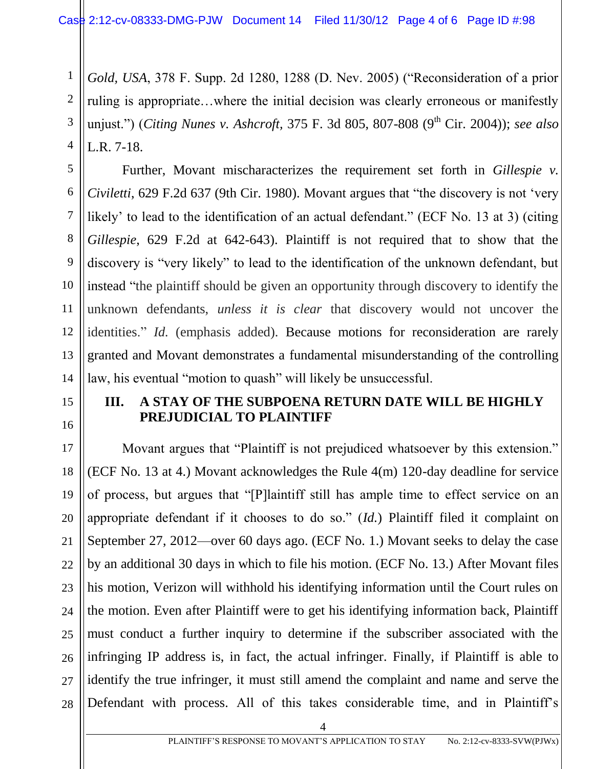*Gold, USA*, 378 F. Supp. 2d 1280, 1288 (D. Nev. 2005) ("Reconsideration of a prior ruling is appropriate…where the initial decision was clearly erroneous or manifestly unjust.") (*Citing Nunes v. Ashcroft*, 375 F. 3d 805, 807-808 (9th Cir. 2004)); *see also* L.R. 7-18.

Further, Movant mischaracterizes the requirement set forth in *Gillespie v. Civiletti*, 629 F.2d 637 (9th Cir. 1980). Movant argues that "the discovery is not 'very likely' to lead to the identification of an actual defendant." (ECF No. 13 at 3) (citing *Gillespie*, 629 F.2d at 642-643). Plaintiff is not required that to show that the discovery is "very likely" to lead to the identification of the unknown defendant, but instead "the plaintiff should be given an opportunity through discovery to identify the unknown defendants, *unless it is clear* that discovery would not uncover the identities." *Id.* (emphasis added). Because motions for reconsideration are rarely granted and Movant demonstrates a fundamental misunderstanding of the controlling law, his eventual "motion to quash" will likely be unsuccessful.

## III. A STAY OF THE SUBPOENA RETURN DATE WILL BE HIGHLY PREJUDICIAL TO PLAINTIFF

Movant argues that "Plaintiff is not prejudiced whatsoever by this extension." (ECF No. 13 at 4.) Movant acknowledges the Rule 4(m) 120-day deadline for service of process, but argues that "[P]laintiff still has ample time to effect service on an appropriate defendant if it chooses to do so." (*Id.*) Plaintiff filed it complaint on September 27, 2012—over 60 days ago. (ECF No. 1.) Movant seeks to delay the case by an additional 30 days in which to file his motion. (ECF No. 13.) After Movant files his motion, Verizon will withhold his identifying information until the Court rules on the motion. Even after Plaintiff were to get his identifying information back, Plaintiff must conduct a further inquiry to determine if the subscriber associated with the infringing IP address is, in fact, the actual infringer. Finally, if Plaintiff is able to identify the true infringer, it must still amend the complaint and name and serve the Defendant with process. All of this takes considerable time, and in Plaintiff's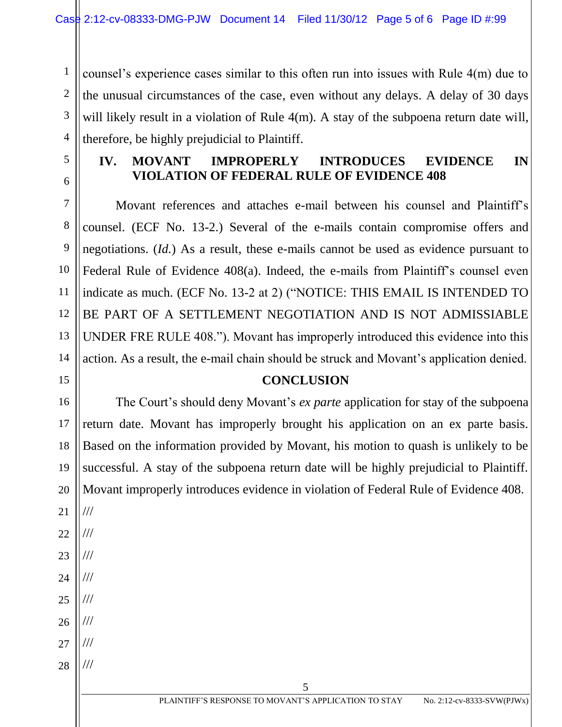counsel's experience cases similar to this often run into issues with Rule 4(m) due to the unusual circumstances of the case, even without any delays. A delay of 30 days will likely result in a violation of Rule 4(m). A stay of the subpoena return date will, therefore, be highly prejudicial to Plaintiff.

## IV. MOVANT IMPROPERLY INTRODUCES EVIDENCE IN VIOLATION OF FEDERAL RULE OF EVIDENCE 408

Movant references and attaches e-mail between his counsel and Plaintiff's counsel. (ECF No. 13-2.) Several of the e-mails contain compromise offers and negotiations. (*Id.*) As a result, these e-mails cannot be used as evidence pursuant to Federal Rule of Evidence 408(a). Indeed, the e-mails from Plaintiff's counsel even indicate as much. (ECF No. 13-2 at 2) ("NOTICE: THIS EMAIL IS INTENDED TO BE PART OF A SETTLEMENT NEGOTIATION AND IS NOT ADMISSIABLE UNDER FRE RULE 408."). Movant has improperly introduced this evidence into this action. As a result, the e-mail chain should be struck and Movant's application denied.

## CONCLUSION

The Court's should deny Movant's *ex parte* application for stay of the subpoena return date. Movant has improperly brought his application on an ex parte basis. Based on the information provided by Movant, his motion to quash is unlikely to be successful. A stay of the subpoena return date will be highly prejudicial to Plaintiff. Movant improperly introduces evidence in violation of Federal Rule of Evidence 408.

///

///

///

///

///

///

///

///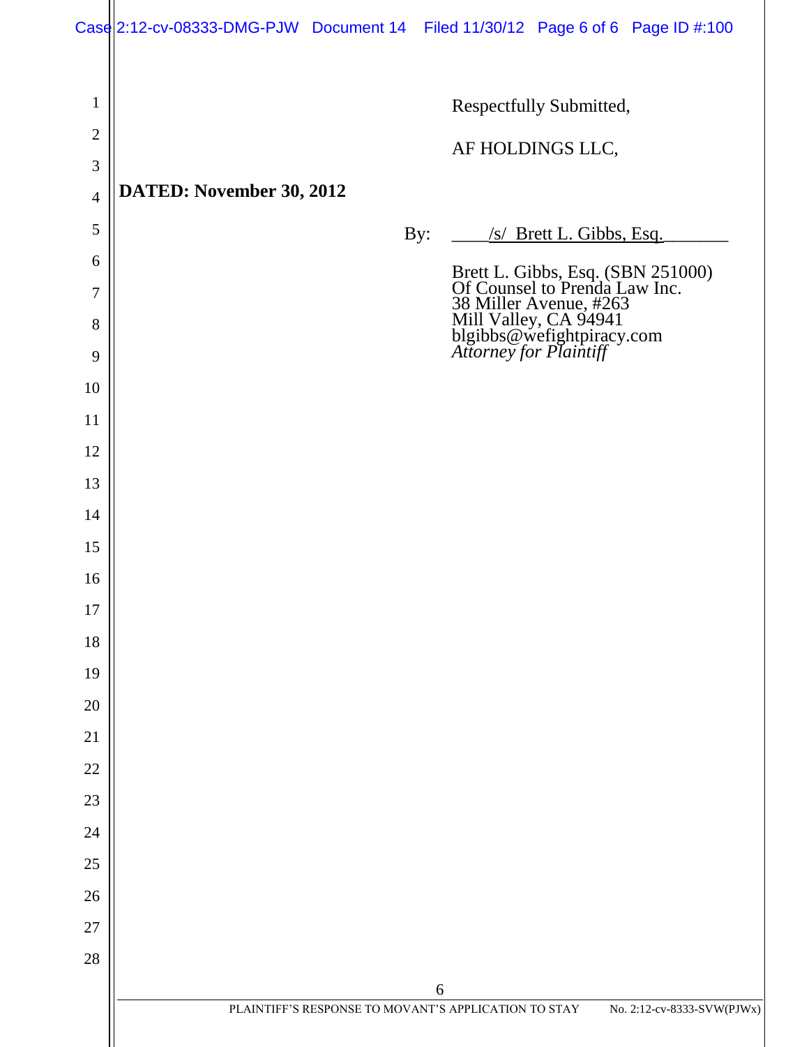Respectfully Submitted,

AF HOLDINGS LLC,

**DATED: November 30, 2012**

By: ____/s/ Brett L. Gibbs, Esq._______

Brett L. Gibbs, Esq. (SBN 251000)
Of Counsel to Prenda Law Inc.
38 Miller Avenue, #263
Mill Valley, CA 94941
blgibbs@wefightpiracy.com
*Attorney for Plaintiff*